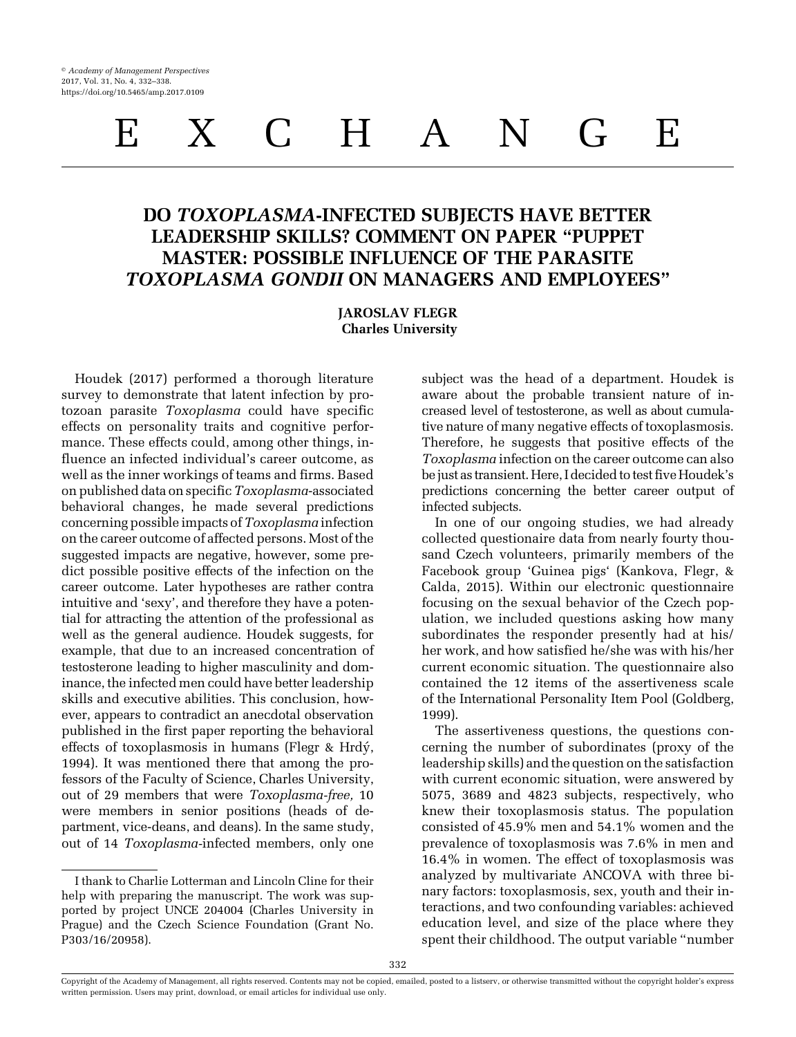# EXCHANGE

## DO *TOXOPLASMA*-INFECTED SUBJECTS HAVE BETTER LEADERSHIP SKILLS? COMMENT ON PAPER "PUPPET MASTER: POSSIBLE INFLUENCE OF THE PARASITE *TOXOPLASMA GONDII* ON MANAGERS AND EMPLOYEES"

**JAROSLAV FLEGR**
**Charles University**

Houdek (2017) performed a thorough literature survey to demonstrate that latent infection by protozoan parasite *Toxoplasma* could have specific effects on personality traits and cognitive performance. These effects could, among other things, influence an infected individual's career outcome, as well as the inner workings of teams and firms. Based on published data on specific *Toxoplasma*-associated behavioral changes, he made several predictions concerning possible impacts of *Toxoplasma* infection on the career outcome of affected persons. Most of the suggested impacts are negative, however, some predict possible positive effects of the infection on the career outcome. Later hypotheses are rather contra intuitive and 'sexy', and therefore they have a potential for attracting the attention of the professional as well as the general audience. Houdek suggests, for example, that due to an increased concentration of testosterone leading to higher masculinity and dominance, the infected men could have better leadership skills and executive abilities. This conclusion, however, appears to contradict an anecdotal observation published in the first paper reporting the behavioral effects of toxoplasmosis in humans (Flegr & Hrdý, 1994). It was mentioned there that among the professors of the Faculty of Science, Charles University, out of 29 members that were *Toxoplasma-free,* 10 were members in senior positions (heads of department, vice-deans, and deans). In the same study, out of 14 *Toxoplasma*-infected members, only one subject was the head of a department. Houdek is aware about the probable transient nature of increased level of testosterone, as well as about cumulative nature of many negative effects of toxoplasmosis. Therefore, he suggests that positive effects of the *Toxoplasma* infection on the career outcome can also be just as transient. Here, I decided to test five Houdek's predictions concerning the better career output of infected subjects.

In one of our ongoing studies, we had already collected questionaire data from nearly fourty thousand Czech volunteers, primarily members of the Facebook group 'Guinea pigs' (Kankova, Flegr, & Calda, 2015). Within our electronic questionnaire focusing on the sexual behavior of the Czech population, we included questions asking how many subordinates the responder presently had at his/her work, and how satisfied he/she was with his/her current economic situation. The questionnaire also contained the 12 items of the assertiveness scale of the International Personality Item Pool (Goldberg, 1999).

The assertiveness questions, the questions concerning the number of subordinates (proxy of the leadership skills) and the question on the satisfaction with current economic situation, were answered by 5075, 3689 and 4823 subjects, respectively, who knew their toxoplasmosis status. The population consisted of 45.9% men and 54.1% women and the prevalence of toxoplasmosis was 7.6% in men and 16.4% in women. The effect of toxoplasmosis was analyzed by multivariate ANCOVA with three binary factors: toxoplasmosis, sex, youth and their interactions, and two confounding variables: achieved education level, and size of the place where they spent their childhood. The output variable "number

---

I thank to Charlie Lotterman and Lincoln Cline for their help with preparing the manuscript. The work was supported by project UNCE 204004 (Charles University in Prague) and the Czech Science Foundation (Grant No. P303/16/20958).

Copyright of the Academy of Management, all rights reserved. Contents may not be copied, emailed, posted to a listserv, or otherwise transmitted without the copyright holder's express written permission. Users may print, download, or email articles for individual use only.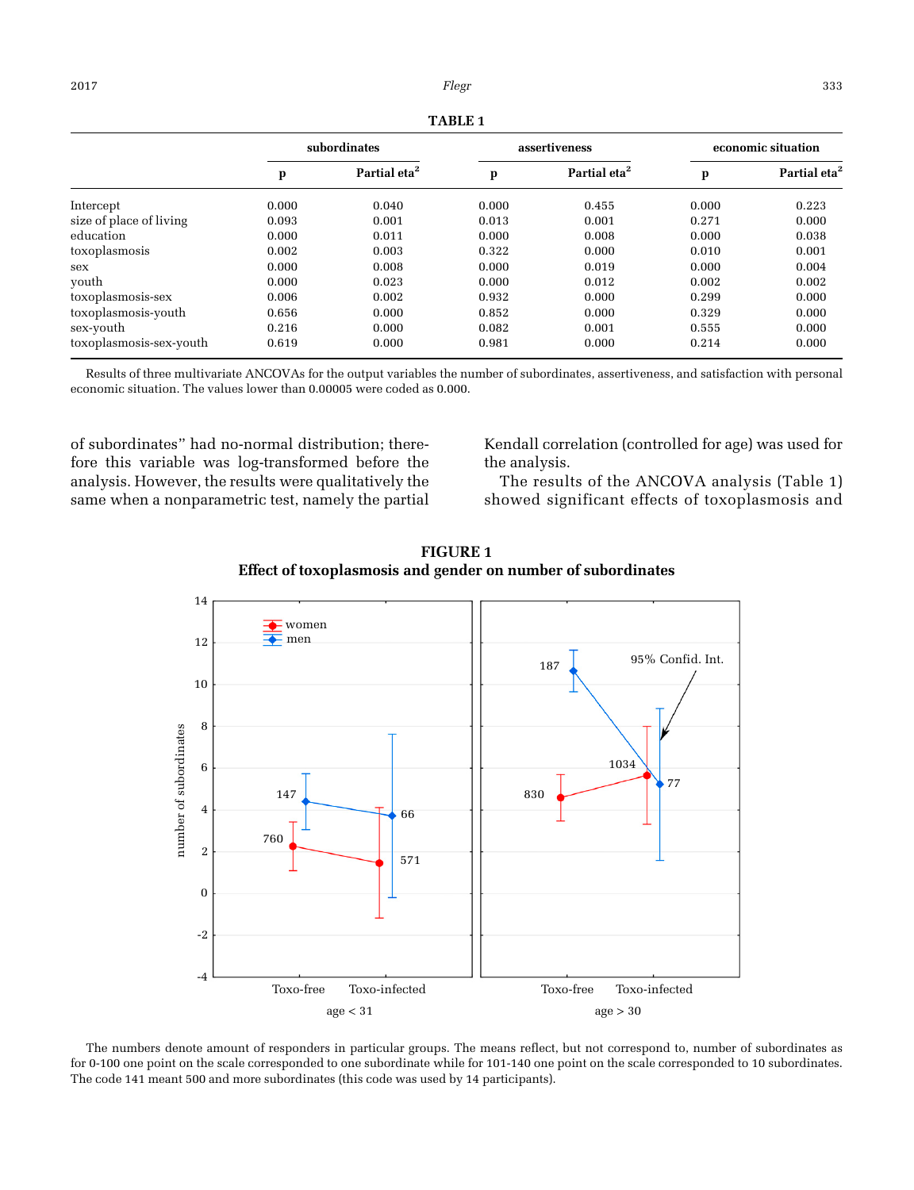**TABLE 1**

| | subordinates | | assertiveness | | economic situation | |
|---|---|---|---|---|---|---|
| | p | Partial eta$^2$ | p | Partial eta$^2$ | p | Partial eta$^2$ |
| Intercept | 0.000 | 0.040 | 0.000 | 0.455 | 0.000 | 0.223 |
| size of place of living | 0.093 | 0.001 | 0.013 | 0.001 | 0.271 | 0.000 |
| education | 0.000 | 0.011 | 0.000 | 0.008 | 0.000 | 0.038 |
| toxoplasmosis | 0.002 | 0.003 | 0.322 | 0.000 | 0.010 | 0.001 |
| sex | 0.000 | 0.008 | 0.000 | 0.019 | 0.000 | 0.004 |
| youth | 0.000 | 0.023 | 0.000 | 0.012 | 0.002 | 0.002 |
| toxoplasmosis-sex | 0.006 | 0.002 | 0.932 | 0.000 | 0.299 | 0.000 |
| toxoplasmosis-youth | 0.656 | 0.000 | 0.852 | 0.000 | 0.329 | 0.000 |
| sex-youth | 0.216 | 0.000 | 0.082 | 0.001 | 0.555 | 0.000 |
| toxoplasmosis-sex-youth | 0.619 | 0.000 | 0.981 | 0.000 | 0.214 | 0.000 |

Results of three multivariate ANCOVAs for the output variables the number of subordinates, assertiveness, and satisfaction with personal economic situation. The values lower than 0.00005 were coded as 0.000.

of subordinates" had no-normal distribution; therefore this variable was log-transformed before the analysis. However, the results were qualitatively the same when a nonparametric test, namely the partial Kendall correlation (controlled for age) was used for the analysis.

The results of the ANCOVA analysis (Table 1) showed significant effects of toxoplasmosis and

**FIGURE 1**
**Effect of toxoplasmosis and gender on number of subordinates**

The numbers denote amount of responders in particular groups. The means reflect, but not correspond to, number of subordinates as for 0-100 one point on the scale corresponded to one subordinate while for 101-140 one point on the scale corresponded to 10 subordinates. The code 141 meant 500 and more subordinates (this code was used by 14 participants).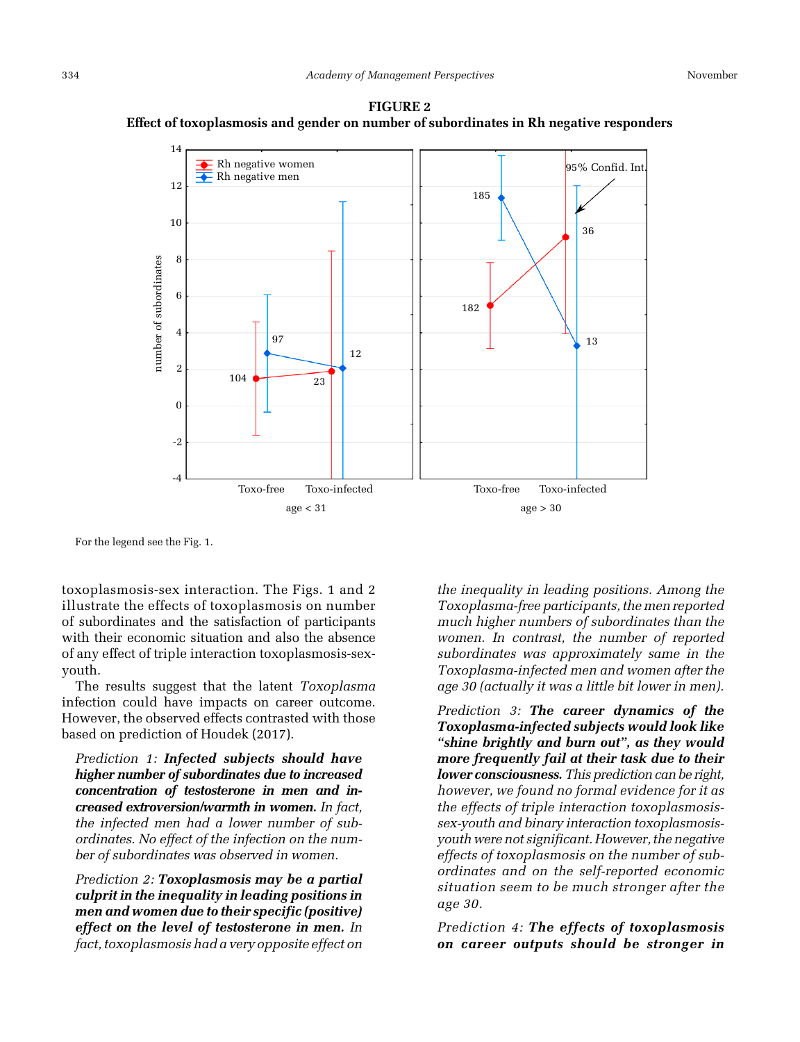**FIGURE 2**
**Effect of toxoplasmosis and gender on number of subordinates in Rh negative responders**

For the legend see the Fig. 1.

toxoplasmosis-sex interaction. The Figs. 1 and 2 illustrate the effects of toxoplasmosis on number of subordinates and the satisfaction of participants with their economic situation and also the absence of any effect of triple interaction toxoplasmosis-sex-youth.

The results suggest that the latent *Toxoplasma* infection could have impacts on career outcome. However, the observed effects contrasted with those based on prediction of Houdek (2017).

*Prediction 1:* ***Infected subjects should have higher number of subordinates due to increased concentration of testosterone in men and increased extroversion/warmth in women.*** *In fact, the infected men had a lower number of subordinates. No effect of the infection on the number of subordinates was observed in women.*

*Prediction 2:* ***Toxoplasmosis may be a partial culprit in the inequality in leading positions in men and women due to their specific (positive) effect on the level of testosterone in men.*** *In fact, toxoplasmosis had a very opposite effect on the inequality in leading positions. Among the Toxoplasma-free participants, the men reported much higher numbers of subordinates than the women. In contrast, the number of reported subordinates was approximately same in the Toxoplasma-infected men and women after the age 30 (actually it was a little bit lower in men).*

*Prediction 3:* ***The career dynamics of the Toxoplasma-infected subjects would look like "shine brightly and burn out", as they would more frequently fail at their task due to their lower consciousness.*** *This prediction can be right, however, we found no formal evidence for it as the effects of triple interaction toxoplasmosis-sex-youth and binary interaction toxoplasmosis-youth were not significant. However, the negative effects of toxoplasmosis on the number of subordinates and on the self-reported economic situation seem to be much stronger after the age 30.*

*Prediction 4:* ***The effects of toxoplasmosis on career outputs should be stronger in***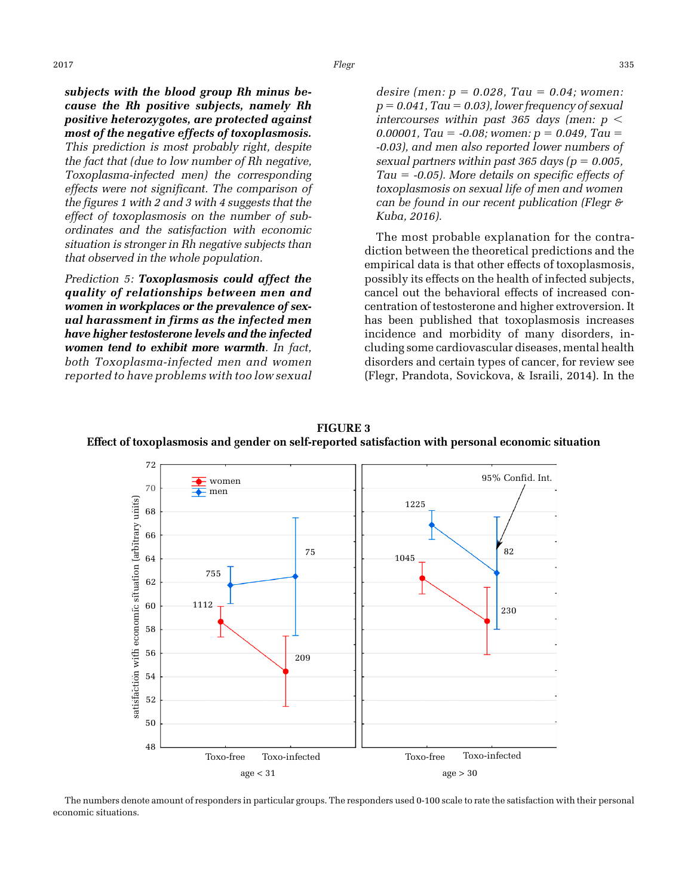***subjects with the blood group Rh minus because the Rh positive subjects, namely Rh positive heterozygotes, are protected against most of the negative effects of toxoplasmosis.*** *This prediction is most probably right, despite the fact that (due to low number of Rh negative, Toxoplasma-infected men) the corresponding effects were not significant. The comparison of the figures 1 with 2 and 3 with 4 suggests that the effect of toxoplasmosis on the number of subordinates and the satisfaction with economic situation is stronger in Rh negative subjects than that observed in the whole population.*

*Prediction 5:* ***Toxoplasmosis could affect the quality of relationships between men and women in workplaces or the prevalence of sexual harassment in firms as the infected men have higher testosterone levels and the infected women tend to exhibit more warmth****. In fact, both Toxoplasma-infected men and women reported to have problems with too low sexual desire (men: $p = 0.028$, Tau $= 0.04$; women: $p = 0.041$, Tau $= 0.03$), lower frequency of sexual intercourses within past 365 days (men: $p < 0.00001$, Tau $= -0.08$; women: $p = 0.049$, Tau $= -0.03$), and men also reported lower numbers of sexual partners within past 365 days ($p = 0.005$, Tau $= -0.05$). More details on specific effects of toxoplasmosis on sexual life of men and women can be found in our recent publication (Flegr & Kuba, 2016).*

The most probable explanation for the contradiction between the theoretical predictions and the empirical data is that other effects of toxoplasmosis, possibly its effects on the health of infected subjects, cancel out the behavioral effects of increased concentration of testosterone and higher extroversion. It has been published that toxoplasmosis increases incidence and morbidity of many disorders, including some cardiovascular diseases, mental health disorders and certain types of cancer, for review see (Flegr, Prandota, Sovickova, & Israili, 2014). In the

**FIGURE 3**
**Effect of toxoplasmosis and gender on self-reported satisfaction with personal economic situation**

The numbers denote amount of responders in particular groups. The responders used 0-100 scale to rate the satisfaction with their personal economic situations.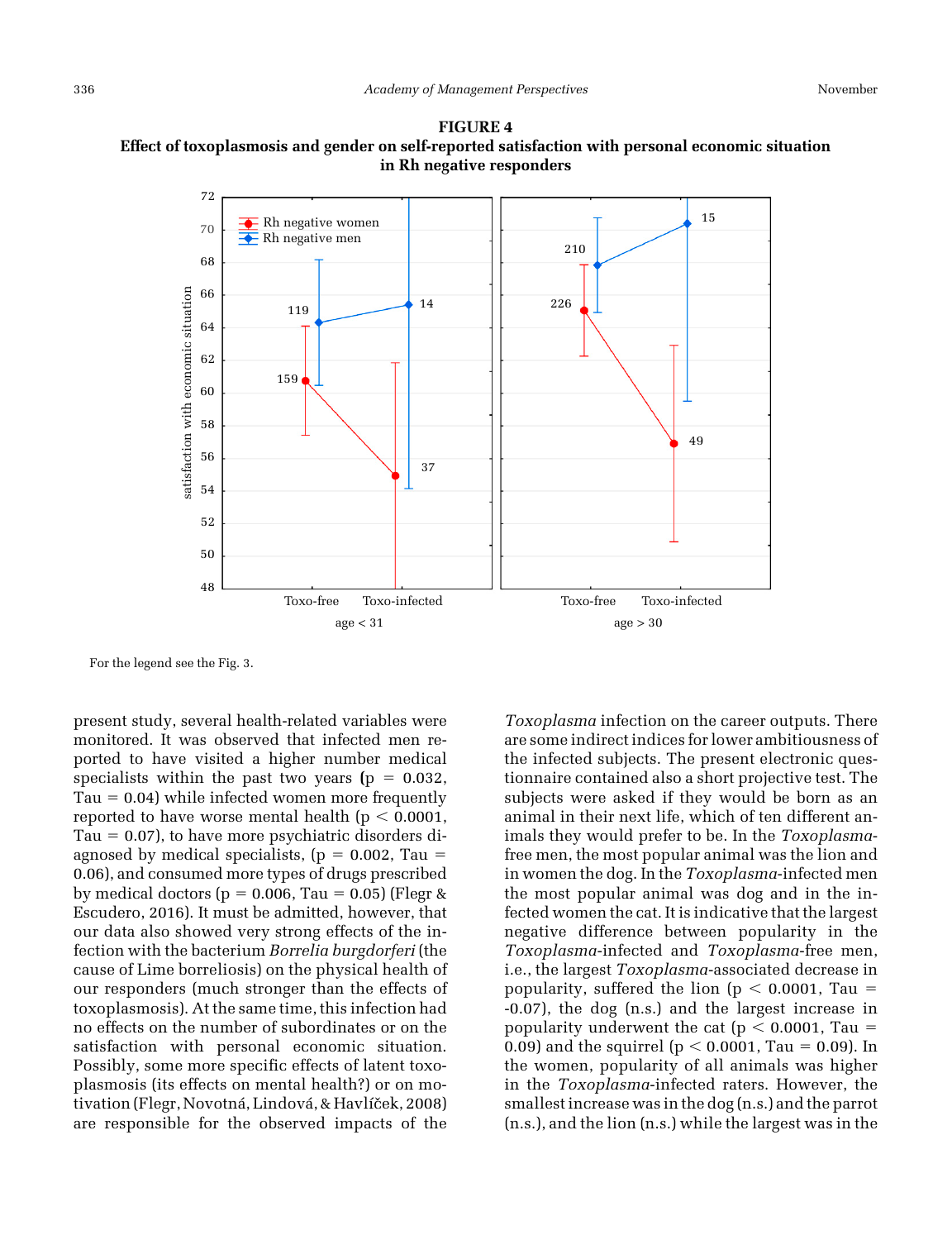**FIGURE 4**
**Effect of toxoplasmosis and gender on self-reported satisfaction with personal economic situation in Rh negative responders**

For the legend see the Fig. 3.

present study, several health-related variables were monitored. It was observed that infected men reported to have visited a higher number medical specialists within the past two years ($p = 0.032$, Tau = 0.04) while infected women more frequently reported to have worse mental health ($p < 0.0001$, Tau = 0.07), to have more psychiatric disorders diagnosed by medical specialists, ($p = 0.002$, Tau = 0.06), and consumed more types of drugs prescribed by medical doctors ($p = 0.006$, Tau = 0.05) (Flegr & Escudero, 2016). It must be admitted, however, that our data also showed very strong effects of the infection with the bacterium *Borrelia burgdorferi* (the cause of Lime borreliosis) on the physical health of our responders (much stronger than the effects of toxoplasmosis). At the same time, this infection had no effects on the number of subordinates or on the satisfaction with personal economic situation. Possibly, some more specific effects of latent toxoplasmosis (its effects on mental health?) or on motivation (Flegr, Novotná, Lindová, & Havlíček, 2008) are responsible for the observed impacts of the *Toxoplasma* infection on the career outputs. There are some indirect indices for lower ambitiousness of the infected subjects. The present electronic questionnaire contained also a short projective test. The subjects were asked if they would be born as an animal in their next life, which of ten different animals they would prefer to be. In the *Toxoplasma*-free men, the most popular animal was the lion and in women the dog. In the *Toxoplasma*-infected men the most popular animal was dog and in the infected women the cat. It is indicative that the largest negative difference between popularity in the *Toxoplasma*-infected and *Toxoplasma*-free men, i.e., the largest *Toxoplasma*-associated decrease in popularity, suffered the lion ($p < 0.0001$, Tau = -0.07), the dog (n.s.) and the largest increase in popularity underwent the cat ($p < 0.0001$, Tau = 0.09) and the squirrel ($p < 0.0001$, Tau = 0.09). In the women, popularity of all animals was higher in the *Toxoplasma*-infected raters. However, the smallest increase was in the dog (n.s.) and the parrot (n.s.), and the lion (n.s.) while the largest was in the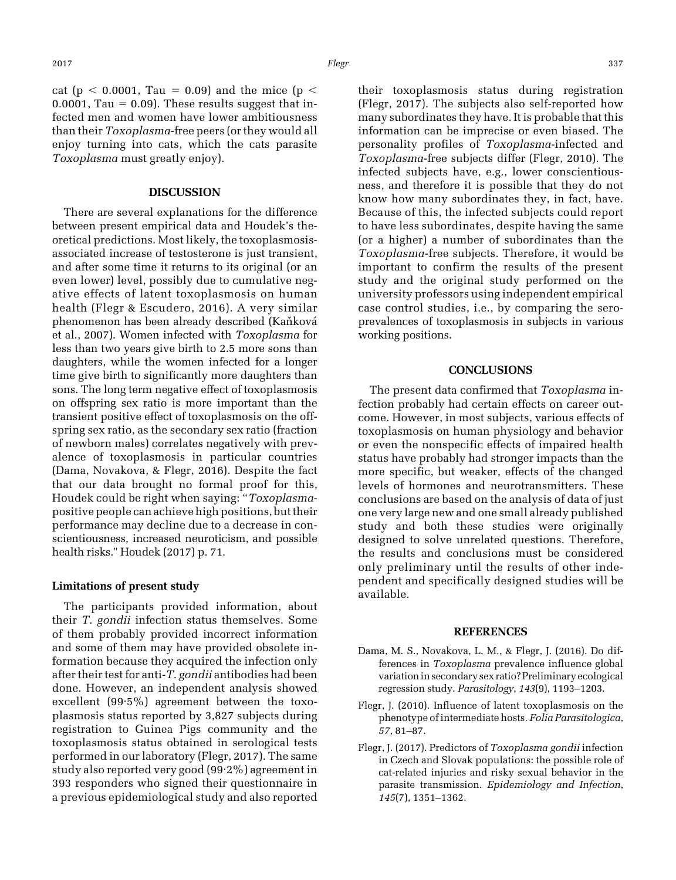cat ($p < 0.0001$, Tau = 0.09) and the mice ($p < 0.0001$, Tau = 0.09). These results suggest that infected men and women have lower ambitiousness than their *Toxoplasma*-free peers (or they would all enjoy turning into cats, which the cats parasite *Toxoplasma* must greatly enjoy).

## DISCUSSION

There are several explanations for the difference between present empirical data and Houdek's theoretical predictions. Most likely, the toxoplasmosis-associated increase of testosterone is just transient, and after some time it returns to its original (or an even lower) level, possibly due to cumulative negative effects of latent toxoplasmosis on human health (Flegr & Escudero, 2016). A very similar phenomenon has been already described (Kaňková et al., 2007). Women infected with *Toxoplasma* for less than two years give birth to 2.5 more sons than daughters, while the women infected for a longer time give birth to significantly more daughters than sons. The long term negative effect of toxoplasmosis on offspring sex ratio is more important than the transient positive effect of toxoplasmosis on the offspring sex ratio, as the secondary sex ratio (fraction of newborn males) correlates negatively with prevalence of toxoplasmosis in particular countries (Dama, Novakova, & Flegr, 2016). Despite the fact that our data brought no formal proof for this, Houdek could be right when saying: "*Toxoplasma*-positive people can achieve high positions, but their performance may decline due to a decrease in conscientiousness, increased neuroticism, and possible health risks." Houdek (2017) p. 71.

### Limitations of present study

The participants provided information, about their *T. gondii* infection status themselves. Some of them probably provided incorrect information and some of them may have provided obsolete information because they acquired the infection only after their test for anti-*T. gondii* antibodies had been done. However, an independent analysis showed excellent (99·5%) agreement between the toxoplasmosis status reported by 3,827 subjects during registration to Guinea Pigs community and the toxoplasmosis status obtained in serological tests performed in our laboratory (Flegr, 2017). The same study also reported very good (99·2%) agreement in 393 responders who signed their questionnaire in a previous epidemiological study and also reported their toxoplasmosis status during registration (Flegr, 2017). The subjects also self-reported how many subordinates they have. It is probable that this information can be imprecise or even biased. The personality profiles of *Toxoplasma*-infected and *Toxoplasma*-free subjects differ (Flegr, 2010). The infected subjects have, e.g., lower conscientiousness, and therefore it is possible that they do not know how many subordinates they, in fact, have. Because of this, the infected subjects could report to have less subordinates, despite having the same (or a higher) a number of subordinates than the *Toxoplasma*-free subjects. Therefore, it would be important to confirm the results of the present study and the original study performed on the university professors using independent empirical case control studies, i.e., by comparing the seroprevalences of toxoplasmosis in subjects in various working positions.

## CONCLUSIONS

The present data confirmed that *Toxoplasma* infection probably had certain effects on career outcome. However, in most subjects, various effects of toxoplasmosis on human physiology and behavior or even the nonspecific effects of impaired health status have probably had stronger impacts than the more specific, but weaker, effects of the changed levels of hormones and neurotransmitters. These conclusions are based on the analysis of data of just one very large new and one small already published study and both these studies were originally designed to solve unrelated questions. Therefore, the results and conclusions must be considered only preliminary until the results of other independent and specifically designed studies will be available.

## REFERENCES

Dama, M. S., Novakova, L. M., & Flegr, J. (2016). Do differences in *Toxoplasma* prevalence influence global variation in secondary sex ratio? Preliminary ecological regression study. *Parasitology*, *143*(9), 1193–1203.

Flegr, J. (2010). Influence of latent toxoplasmosis on the phenotype of intermediate hosts. *Folia Parasitologica*, *57*, 81–87.

Flegr, J. (2017). Predictors of *Toxoplasma gondii* infection in Czech and Slovak populations: the possible role of cat-related injuries and risky sexual behavior in the parasite transmission. *Epidemiology and Infection*, *145*(7), 1351–1362.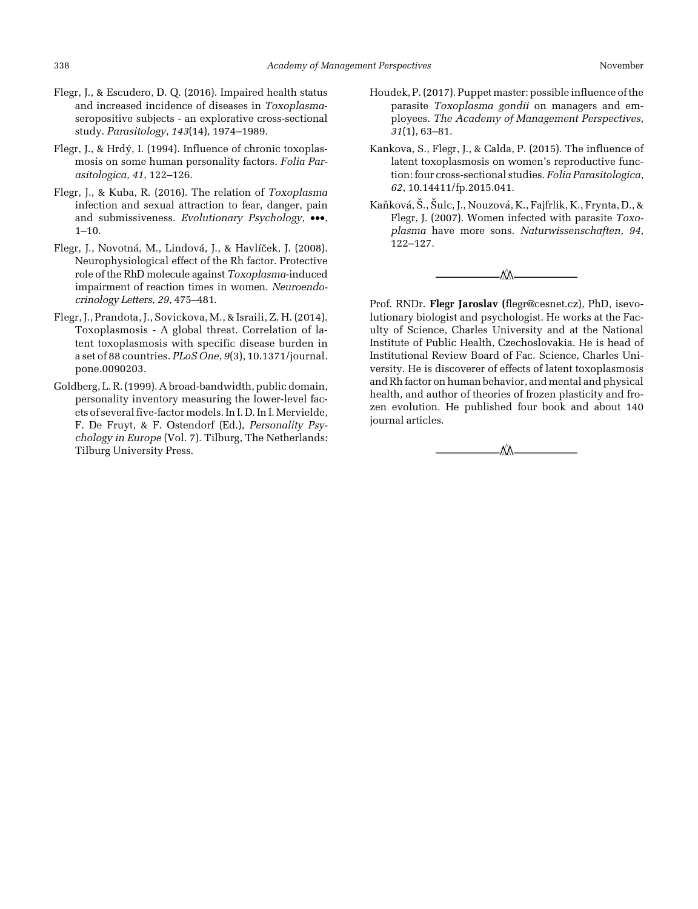Flegr, J., & Escudero, D. Q. (2016). Impaired health status and increased incidence of diseases in *Toxoplasma*-seropositive subjects - an explorative cross-sectional study. *Parasitology*, *143*(14), 1974–1989.

Flegr, J., & Hrdý, I. (1994). Influence of chronic toxoplasmosis on some human personality factors. *Folia Parasitologica*, *41*, 122–126.

Flegr, J., & Kuba, R. (2016). The relation of *Toxoplasma* infection and sexual attraction to fear, danger, pain and submissiveness. *Evolutionary Psychology*, •••, 1–10.

Flegr, J., Novotná, M., Lindová, J., & Havlíček, J. (2008). Neurophysiological effect of the Rh factor. Protective role of the RhD molecule against *Toxoplasma*-induced impairment of reaction times in women. *Neuroendocrinology Letters*, *29*, 475–481.

Flegr, J., Prandota, J., Sovickova, M., & Israili, Z. H. (2014). Toxoplasmosis - A global threat. Correlation of latent toxoplasmosis with specific disease burden in a set of 88 countries. *PLoS One*, *9*(3), 10.1371/journal.pone.0090203.

Goldberg, L. R. (1999). A broad-bandwidth, public domain, personality inventory measuring the lower-level facets of several five-factor models. In I. D. In I. Mervielde, F. De Fruyt, & F. Ostendorf (Ed.), *Personality Psychology in Europe* (Vol. 7). Tilburg, The Netherlands: Tilburg University Press.

Houdek, P. (2017). Puppet master: possible influence of the parasite *Toxoplasma gondii* on managers and employees. *The Academy of Management Perspectives*, *31*(1), 63–81.

Kankova, S., Flegr, J., & Calda, P. (2015). The influence of latent toxoplasmosis on women's reproductive function: four cross-sectional studies. *Folia Parasitologica*, *62*, 10.14411/fp.2015.041.

Kaňková, Š., Šulc, J., Nouzová, K., Fajfrlik, K., Frynta, D., & Flegr, J. (2007). Women infected with parasite *Toxoplasma* have more sons. *Naturwissenschaften*, *94*, 122–127.

---

Prof. RNDr. **Flegr Jaroslav (**flegr@cesnet.cz), PhD, isevolutionary biologist and psychologist. He works at the Faculty of Science, Charles University and at the National Institute of Public Health, Czechoslovakia. He is head of Institutional Review Board of Fac. Science, Charles University. He is discoverer of effects of latent toxoplasmosis and Rh factor on human behavior, and mental and physical health, and author of theories of frozen plasticity and frozen evolution. He published four book and about 140 journal articles.

---